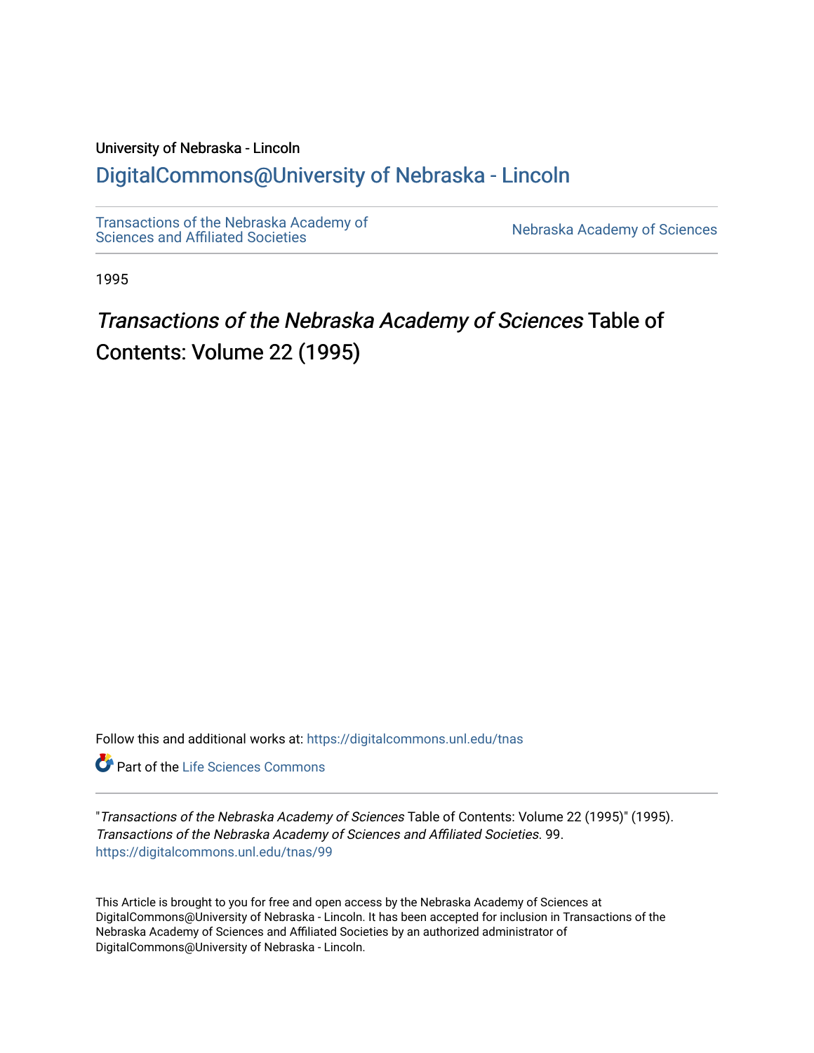University of Nebraska - Lincoln

## DigitalCommons@University of Nebraska - Lincoln

Transactions of the Nebraska Academy of Sciences and Affiliated Societies

Nebraska Academy of Sciences

1995

# *Transactions of the Nebraska Academy of Sciences* Table of Contents: Volume 22 (1995)

Follow this and additional works at: https://digitalcommons.unl.edu/tnas

Part of the Life Sciences Commons

"*Transactions of the Nebraska Academy of Sciences* Table of Contents: Volume 22 (1995)" (1995). *Transactions of the Nebraska Academy of Sciences and Affiliated Societies*. 99.
https://digitalcommons.unl.edu/tnas/99

This Article is brought to you for free and open access by the Nebraska Academy of Sciences at DigitalCommons@University of Nebraska - Lincoln. It has been accepted for inclusion in Transactions of the Nebraska Academy of Sciences and Affiliated Societies by an authorized administrator of DigitalCommons@University of Nebraska - Lincoln.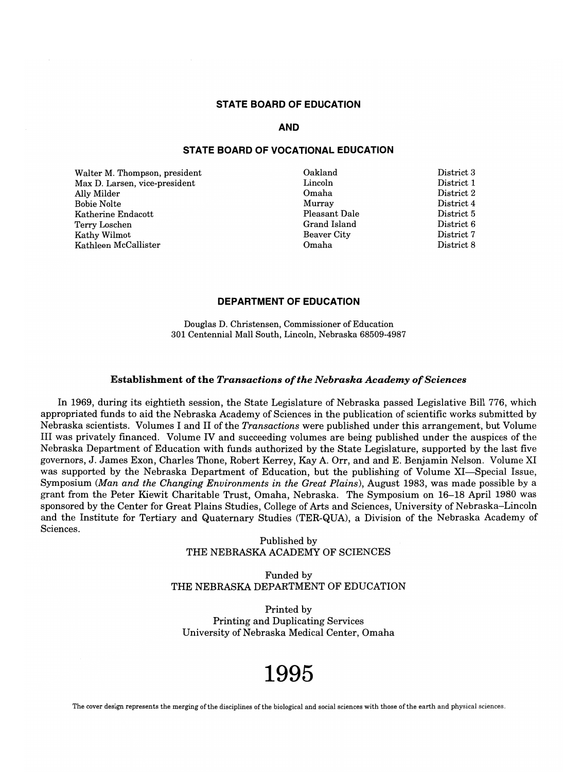## STATE BOARD OF EDUCATION

## AND

## STATE BOARD OF VOCATIONAL EDUCATION

| | | |
|---|---|---|
| Walter M. Thompson, president | Oakland | District 3 |
| Max D. Larsen, vice-president | Lincoln | District 1 |
| Ally Milder | Omaha | District 2 |
| Bobie Nolte | Murray | District 4 |
| Katherine Endacott | Pleasant Dale | District 5 |
| Terry Loschen | Grand Island | District 6 |
| Kathy Wilmot | Beaver City | District 7 |
| Kathleen McCallister | Omaha | District 8 |

## DEPARTMENT OF EDUCATION

Douglas D. Christensen, Commissioner of Education
301 Centennial Mall South, Lincoln, Nebraska 68509-4987

### Establishment of the *Transactions of the Nebraska Academy of Sciences*

In 1969, during its eightieth session, the State Legislature of Nebraska passed Legislative Bill 776, which appropriated funds to aid the Nebraska Academy of Sciences in the publication of scientific works submitted by Nebraska scientists. Volumes I and II of the *Transactions* were published under this arrangement, but Volume III was privately financed. Volume IV and succeeding volumes are being published under the auspices of the Nebraska Department of Education with funds authorized by the State Legislature, supported by the last five governors, J. James Exon, Charles Thone, Robert Kerrey, Kay A. Orr, and and E. Benjamin Nelson. Volume XI was supported by the Nebraska Department of Education, but the publishing of Volume XI—Special Issue, Symposium (*Man and the Changing Environments in the Great Plains*), August 1983, was made possible by a grant from the Peter Kiewit Charitable Trust, Omaha, Nebraska. The Symposium on 16–18 April 1980 was sponsored by the Center for Great Plains Studies, College of Arts and Sciences, University of Nebraska–Lincoln and the Institute for Tertiary and Quaternary Studies (TER-QUA), a Division of the Nebraska Academy of Sciences.

Published by
THE NEBRASKA ACADEMY OF SCIENCES

Funded by
THE NEBRASKA DEPARTMENT OF EDUCATION

Printed by
Printing and Duplicating Services
University of Nebraska Medical Center, Omaha

# 1995

The cover design represents the merging of the disciplines of the biological and social sciences with those of the earth and physical sciences.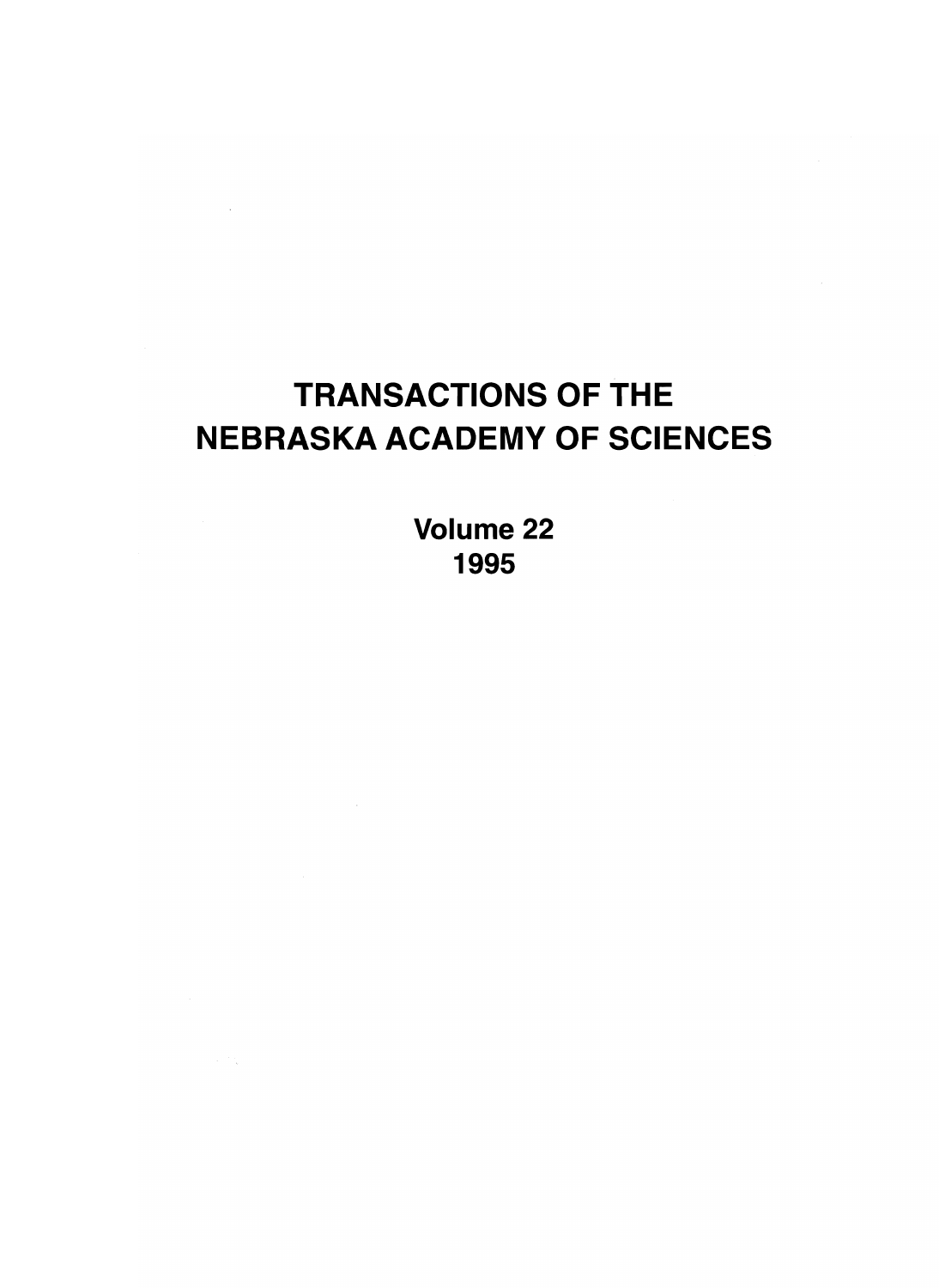# TRANSACTIONS OF THE NEBRASKA ACADEMY OF SCIENCES

Volume 22

1995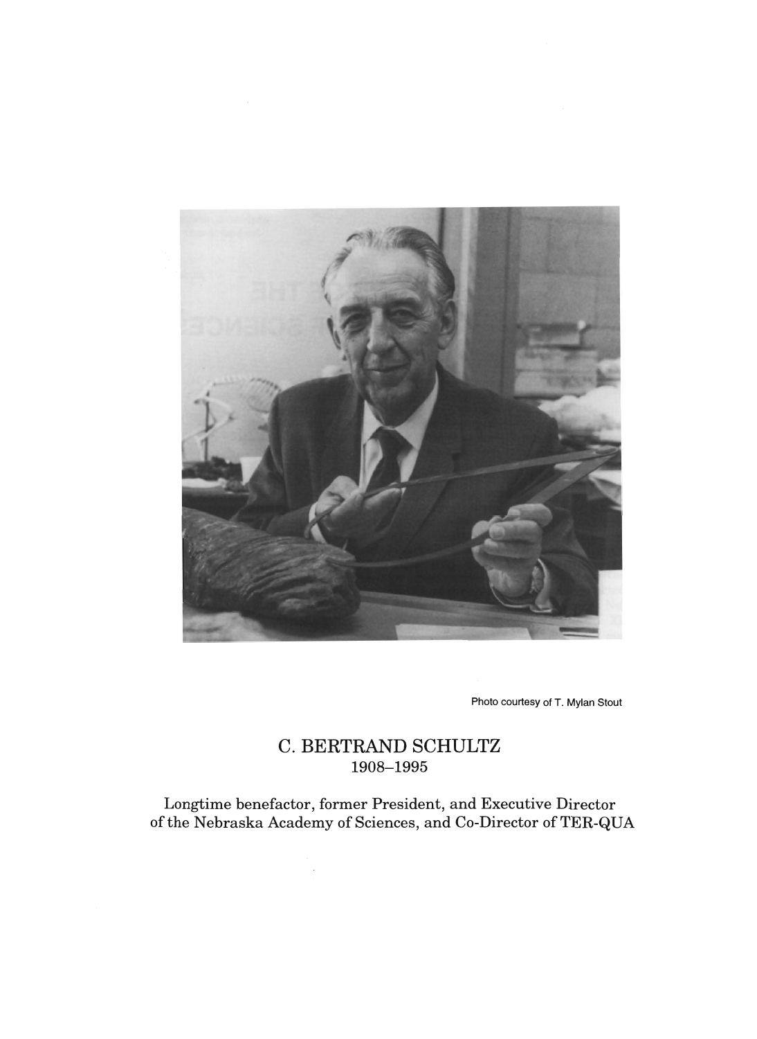Photo courtesy of T. Mylan Stout

# C. BERTRAND SCHULTZ

1908–1995

Longtime benefactor, former President, and Executive Director of the Nebraska Academy of Sciences, and Co-Director of TER-QUA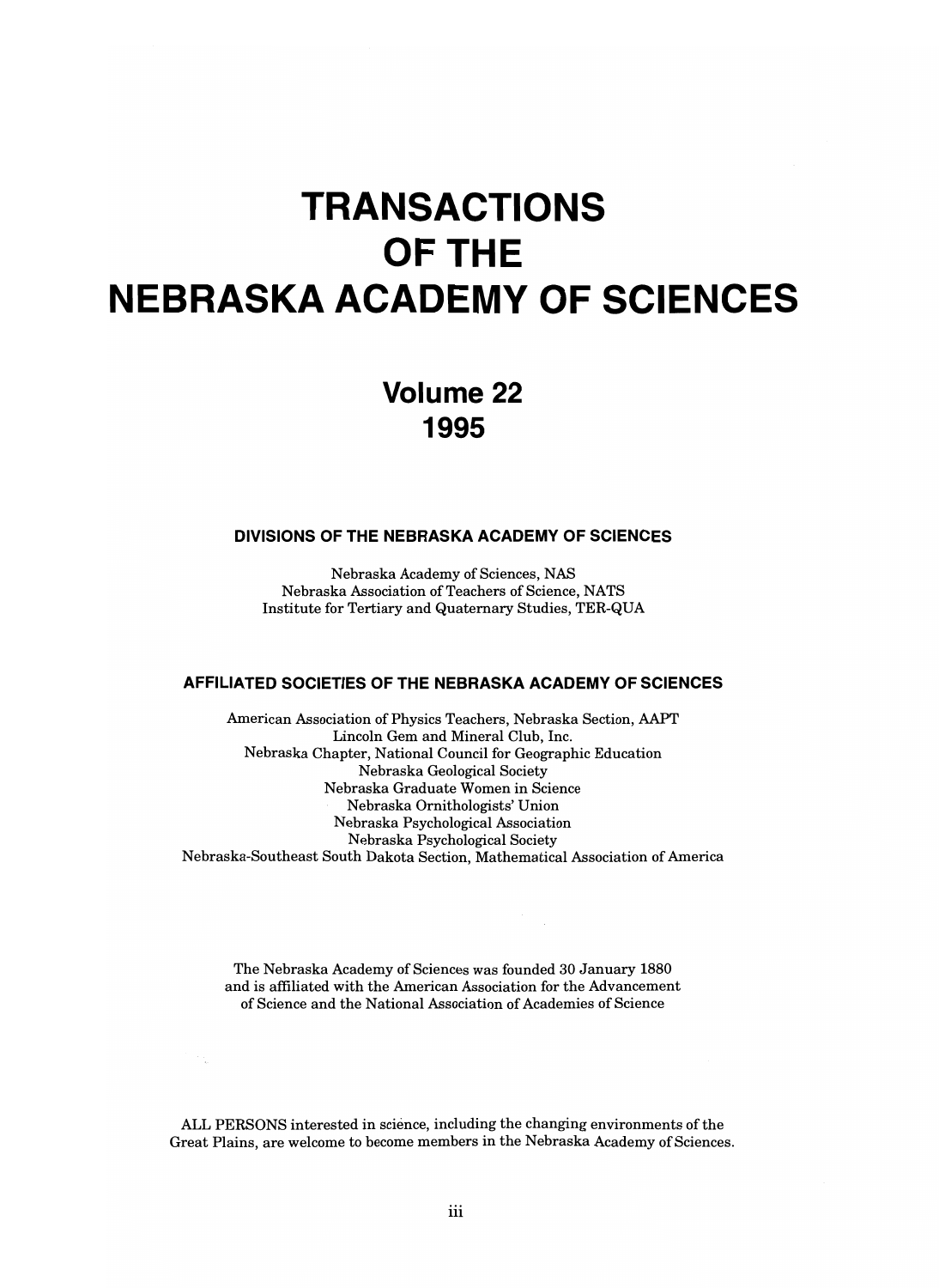# TRANSACTIONS OF THE NEBRASKA ACADEMY OF SCIENCES

## Volume 22
## 1995

### DIVISIONS OF THE NEBRASKA ACADEMY OF SCIENCES

Nebraska Academy of Sciences, NAS
Nebraska Association of Teachers of Science, NATS
Institute for Tertiary and Quaternary Studies, TER-QUA

### AFFILIATED SOCIETIES OF THE NEBRASKA ACADEMY OF SCIENCES

American Association of Physics Teachers, Nebraska Section, AAPT
Lincoln Gem and Mineral Club, Inc.
Nebraska Chapter, National Council for Geographic Education
Nebraska Geological Society
Nebraska Graduate Women in Science
Nebraska Ornithologists' Union
Nebraska Psychological Association
Nebraska Psychological Society
Nebraska-Southeast South Dakota Section, Mathematical Association of America

The Nebraska Academy of Sciences was founded 30 January 1880 and is affiliated with the American Association for the Advancement of Science and the National Association of Academies of Science

ALL PERSONS interested in science, including the changing environments of the Great Plains, are welcome to become members in the Nebraska Academy of Sciences.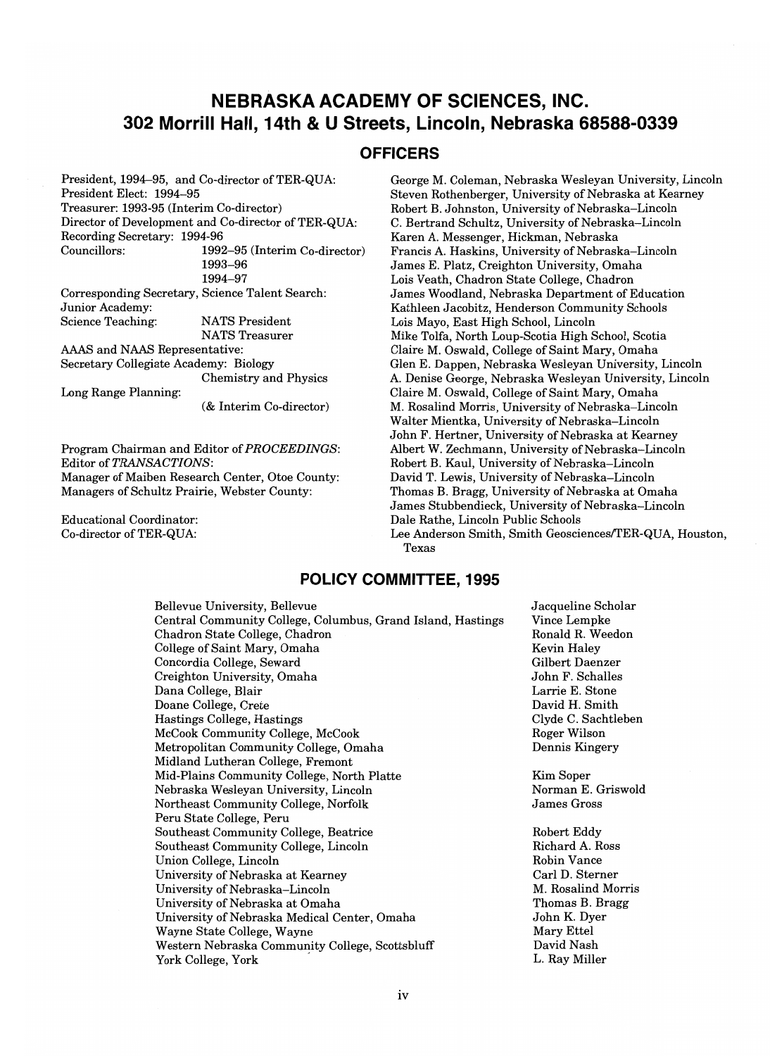# NEBRASKA ACADEMY OF SCIENCES, INC.
## 302 Morrill Hall, 14th & U Streets, Lincoln, Nebraska 68588-0339

### OFFICERS

| | | |
|---|---|---|
| President, 1994–95, and Co-director of TER-QUA: | | George M. Coleman, Nebraska Wesleyan University, Lincoln |
| President Elect: 1994–95 | | Steven Rothenberger, University of Nebraska at Kearney |
| Treasurer: 1993-95 (Interim Co-director) | | Robert B. Johnston, University of Nebraska–Lincoln |
| Director of Development and Co-director of TER-QUA: | | C. Bertrand Schultz, University of Nebraska–Lincoln |
| Recording Secretary: 1994-96 | | Karen A. Messenger, Hickman, Nebraska |
| Councillors: | 1992–95 (Interim Co-director) | Francis A. Haskins, University of Nebraska–Lincoln |
| | 1993–96 | James E. Platz, Creighton University, Omaha |
| | 1994–97 | Lois Veath, Chadron State College, Chadron |
| Corresponding Secretary, Science Talent Search: | | James Woodland, Nebraska Department of Education |
| Junior Academy: | | Kathleen Jacobitz, Henderson Community Schools |
| Science Teaching: | NATS President | Lois Mayo, East High School, Lincoln |
| | NATS Treasurer | Mike Tolfa, North Loup-Scotia High School, Scotia |
| AAAS and NAAS Representative: | | Claire M. Oswald, College of Saint Mary, Omaha |
| Secretary Collegiate Academy: | Biology | Glen E. Dappen, Nebraska Wesleyan University, Lincoln |
| | Chemistry and Physics | A. Denise George, Nebraska Wesleyan University, Lincoln |
| Long Range Planning: | | Claire M. Oswald, College of Saint Mary, Omaha |
| | (& Interim Co-director) | M. Rosalind Morris, University of Nebraska–Lincoln |
| | | Walter Mientka, University of Nebraska–Lincoln |
| | | John F. Hertner, University of Nebraska at Kearney |
| Program Chairman and Editor of *PROCEEDINGS*: | | Albert W. Zechmann, University of Nebraska–Lincoln |
| Editor of *TRANSACTIONS*: | | Robert B. Kaul, University of Nebraska–Lincoln |
| Manager of Maiben Research Center, Otoe County: | | David T. Lewis, University of Nebraska–Lincoln |
| Managers of Schultz Prairie, Webster County: | | Thomas B. Bragg, University of Nebraska at Omaha |
| | | James Stubbendieck, University of Nebraska–Lincoln |
| Educational Coordinator: | | Dale Rathe, Lincoln Public Schools |
| Co-director of TER-QUA: | | Lee Anderson Smith, Smith Geosciences/TER-QUA, Houston, Texas |

### POLICY COMMITTEE, 1995

| | |
|---|---|
| Bellevue University, Bellevue | Jacqueline Scholar |
| Central Community College, Columbus, Grand Island, Hastings | Vince Lempke |
| Chadron State College, Chadron | Ronald R. Weedon |
| College of Saint Mary, Omaha | Kevin Haley |
| Concordia College, Seward | Gilbert Daenzer |
| Creighton University, Omaha | John F. Schalles |
| Dana College, Blair | Larrie E. Stone |
| Doane College, Crete | David H. Smith |
| Hastings College, Hastings | Clyde C. Sachtleben |
| McCook Community College, McCook | Roger Wilson |
| Metropolitan Community College, Omaha | Dennis Kingery |
| Midland Lutheran College, Fremont | |
| Mid-Plains Community College, North Platte | Kim Soper |
| Nebraska Wesleyan University, Lincoln | Norman E. Griswold |
| Northeast Community College, Norfolk | James Gross |
| Peru State College, Peru | |
| Southeast Community College, Beatrice | Robert Eddy |
| Southeast Community College, Lincoln | Richard A. Ross |
| Union College, Lincoln | Robin Vance |
| University of Nebraska at Kearney | Carl D. Sterner |
| University of Nebraska–Lincoln | M. Rosalind Morris |
| University of Nebraska at Omaha | Thomas B. Bragg |
| University of Nebraska Medical Center, Omaha | John K. Dyer |
| Wayne State College, Wayne | Mary Ettel |
| Western Nebraska Community College, Scottsbluff | David Nash |
| York College, York | L. Ray Miller |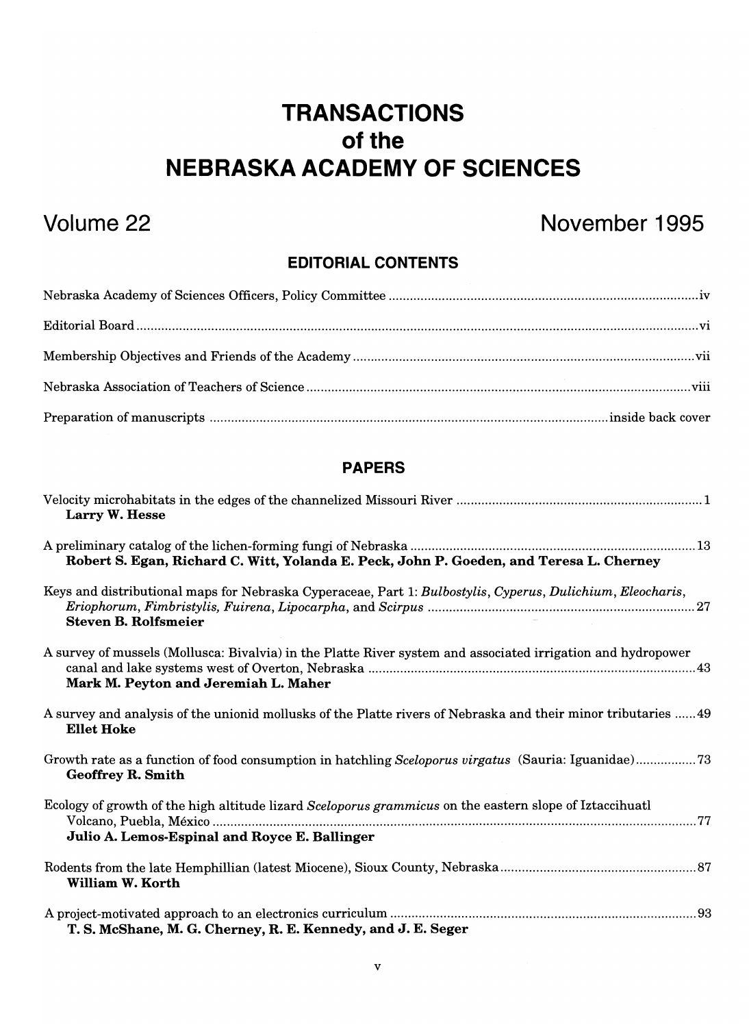# TRANSACTIONS of the NEBRASKA ACADEMY OF SCIENCES

## Volume 22 — November 1995

### EDITORIAL CONTENTS

Nebraska Academy of Sciences Officers, Policy Committee .......... iv

Editorial Board .......... vi

Membership Objectives and Friends of the Academy .......... vii

Nebraska Association of Teachers of Science .......... viii

Preparation of manuscripts .......... inside back cover

### PAPERS

Velocity microhabitats in the edges of the channelized Missouri River .......... 1
**Larry W. Hesse**

A preliminary catalog of the lichen-forming fungi of Nebraska .......... 13
**Robert S. Egan, Richard C. Witt, Yolanda E. Peck, John P. Goeden, and Teresa L. Cherney**

Keys and distributional maps for Nebraska Cyperaceae, Part 1: *Bulbostylis*, *Cyperus*, *Dulichium*, *Eleocharis*, *Eriophorum*, *Fimbristylis*, *Fuirena*, *Lipocarpha*, and *Scirpus* .......... 27
**Steven B. Rolfsmeier**

A survey of mussels (Mollusca: Bivalvia) in the Platte River system and associated irrigation and hydropower canal and lake systems west of Overton, Nebraska .......... 43
**Mark M. Peyton and Jeremiah L. Maher**

A survey and analysis of the unionid mollusks of the Platte rivers of Nebraska and their minor tributaries .......... 49
**Ellet Hoke**

Growth rate as a function of food consumption in hatchling *Sceloporus virgatus* (Sauria: Iguanidae) .......... 73
**Geoffrey R. Smith**

Ecology of growth of the high altitude lizard *Sceloporus grammicus* on the eastern slope of Iztaccihuatl Volcano, Puebla, México .......... 77
**Julio A. Lemos-Espinal and Royce E. Ballinger**

Rodents from the late Hemphillian (latest Miocene), Sioux County, Nebraska .......... 87
**William W. Korth**

A project-motivated approach to an electronics curriculum .......... 93
**T. S. McShane, M. G. Cherney, R. E. Kennedy, and J. E. Seger**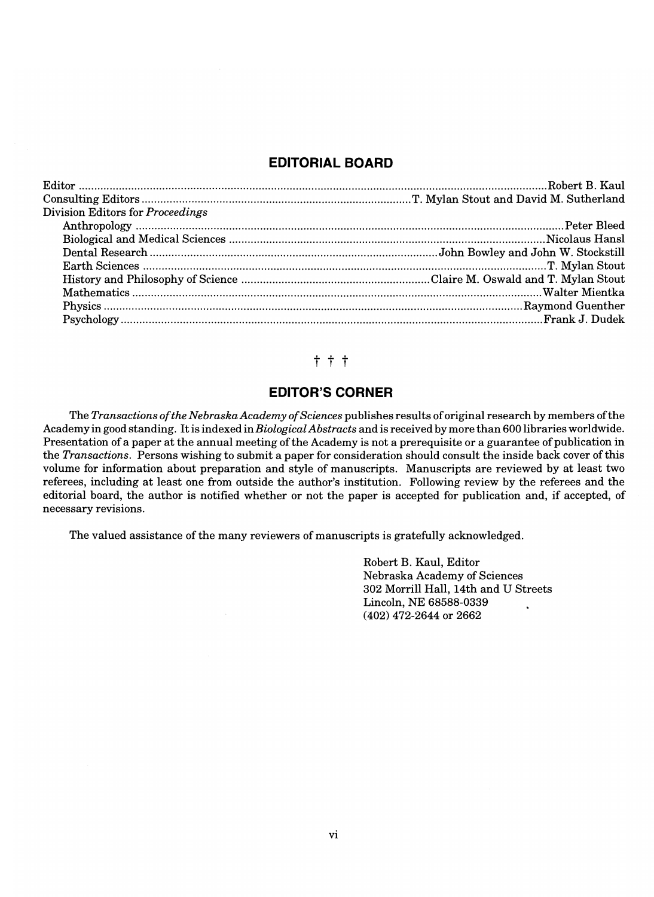## EDITORIAL BOARD

| | |
|---|---|
| Editor | Robert B. Kaul |
| Consulting Editors | T. Mylan Stout and David M. Sutherland |
| Division Editors for *Proceedings* | |
| Anthropology | Peter Bleed |
| Biological and Medical Sciences | Nicolaus Hansl |
| Dental Research | John Bowley and John W. Stockstill |
| Earth Sciences | T. Mylan Stout |
| History and Philosophy of Science | Claire M. Oswald and T. Mylan Stout |
| Mathematics | Walter Mientka |
| Physics | Raymond Guenther |
| Psychology | Frank J. Dudek |

† † †

## EDITOR'S CORNER

The *Transactions of the Nebraska Academy of Sciences* publishes results of original research by members of the Academy in good standing. It is indexed in *Biological Abstracts* and is received by more than 600 libraries worldwide. Presentation of a paper at the annual meeting of the Academy is not a prerequisite or a guarantee of publication in the *Transactions*. Persons wishing to submit a paper for consideration should consult the inside back cover of this volume for information about preparation and style of manuscripts. Manuscripts are reviewed by at least two referees, including at least one from outside the author's institution. Following review by the referees and the editorial board, the author is notified whether or not the paper is accepted for publication and, if accepted, of necessary revisions.

The valued assistance of the many reviewers of manuscripts is gratefully acknowledged.

Robert B. Kaul, Editor
Nebraska Academy of Sciences
302 Morrill Hall, 14th and U Streets
Lincoln, NE 68588-0339
(402) 472-2644 or 2662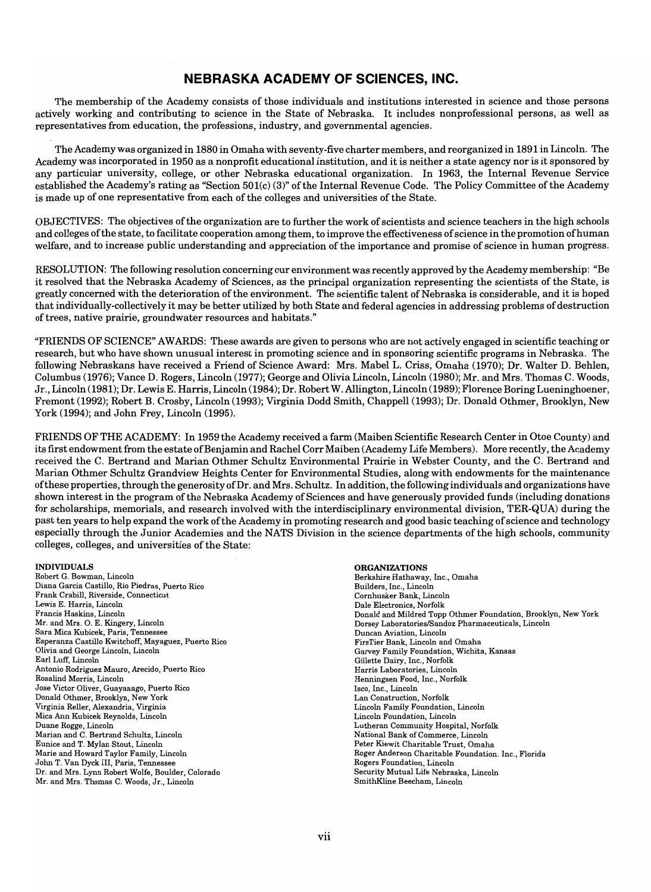# NEBRASKA ACADEMY OF SCIENCES, INC.

The membership of the Academy consists of those individuals and institutions interested in science and those persons actively working and contributing to science in the State of Nebraska. It includes nonprofessional persons, as well as representatives from education, the professions, industry, and governmental agencies.

The Academy was organized in 1880 in Omaha with seventy-five charter members, and reorganized in 1891 in Lincoln. The Academy was incorporated in 1950 as a nonprofit educational institution, and it is neither a state agency nor is it sponsored by any particular university, college, or other Nebraska educational organization. In 1963, the Internal Revenue Service established the Academy's rating as "Section 501(c) (3)" of the Internal Revenue Code. The Policy Committee of the Academy is made up of one representative from each of the colleges and universities of the State.

OBJECTIVES: The objectives of the organization are to further the work of scientists and science teachers in the high schools and colleges of the state, to facilitate cooperation among them, to improve the effectiveness of science in the promotion of human welfare, and to increase public understanding and appreciation of the importance and promise of science in human progress.

RESOLUTION: The following resolution concerning our environment was recently approved by the Academy membership: "Be it resolved that the Nebraska Academy of Sciences, as the principal organization representing the scientists of the State, is greatly concerned with the deterioration of the environment. The scientific talent of Nebraska is considerable, and it is hoped that individually-collectively it may be better utilized by both State and federal agencies in addressing problems of destruction of trees, native prairie, groundwater resources and habitats."

"FRIENDS OF SCIENCE" AWARDS: These awards are given to persons who are not actively engaged in scientific teaching or research, but who have shown unusual interest in promoting science and in sponsoring scientific programs in Nebraska. The following Nebraskans have received a Friend of Science Award: Mrs. Mabel L. Criss, Omaha (1970); Dr. Walter D. Behlen, Columbus (1976); Vance D. Rogers, Lincoln (1977); George and Olivia Lincoln, Lincoln (1980); Mr. and Mrs. Thomas C. Woods, Jr., Lincoln (1981); Dr. Lewis E. Harris, Lincoln (1984); Dr. Robert W. Allington, Lincoln (1989); Florence Boring Lueninghoener, Fremont (1992); Robert B. Crosby, Lincoln (1993); Virginia Dodd Smith, Chappell (1993); Dr. Donald Othmer, Brooklyn, New York (1994); and John Frey, Lincoln (1995).

FRIENDS OF THE ACADEMY: In 1959 the Academy received a farm (Maiben Scientific Research Center in Otoe County) and its first endowment from the estate of Benjamin and Rachel Corr Maiben (Academy Life Members). More recently, the Academy received the C. Bertrand and Marian Othmer Schultz Environmental Prairie in Webster County, and the C. Bertrand and Marian Othmer Schultz Grandview Heights Center for Environmental Studies, along with endowments for the maintenance of these properties, through the generosity of Dr. and Mrs. Schultz. In addition, the following individuals and organizations have shown interest in the program of the Nebraska Academy of Sciences and have generously provided funds (including donations for scholarships, memorials, and research involved with the interdisciplinary environmental division, TER-QUA) during the past ten years to help expand the work of the Academy in promoting research and good basic teaching of science and technology especially through the Junior Academies and the NATS Division in the science departments of the high schools, community colleges, colleges, and universities of the State:

**INDIVIDUALS**

Robert G. Bowman, Lincoln
Diana Garcia Castillo, Rio Piedras, Puerto Rico
Frank Crabill, Riverside, Connecticut
Lewis E. Harris, Lincoln
Francis Haskins, Lincoln
Mr. and Mrs. O. E. Kingery, Lincoln
Sara Mica Kubicek, Paris, Tennessee
Esperanza Castillo Kwitchoff, Mayaguez, Puerto Rico
Olivia and George Lincoln, Lincoln
Earl Luff, Lincoln
Antonio Rodriguez Mauro, Arecido, Puerto Rico
Rosalind Morris, Lincoln
Jose Victor Oliver, Guayanago, Puerto Rico
Donald Othmer, Brooklyn, New York
Virginia Reller, Alexandria, Virginia
Mica Ann Kubicek Reynolds, Lincoln
Duane Rogge, Lincoln
Marian and C. Bertrand Schultz, Lincoln
Eunice and T. Mylan Stout, Lincoln
Marie and Howard Taylor Family, Lincoln
John T. Van Dyck III, Paris, Tennessee
Dr. and Mrs. Lynn Robert Wolfe, Boulder, Colorado
Mr. and Mrs. Thomas C. Woods, Jr., Lincoln

**ORGANIZATIONS**

Berkshire Hathaway, Inc., Omaha
Builders, Inc., Lincoln
Cornhusker Bank, Lincoln
Dale Electronics, Norfolk
Donald and Mildred Topp Othmer Foundation, Brooklyn, New York
Dorsey Laboratories/Sandoz Pharmaceuticals, Lincoln
Duncan Aviation, Lincoln
FirsTier Bank, Lincoln and Omaha
Garvey Family Foundation, Wichita, Kansas
Gillette Dairy, Inc., Norfolk
Harris Laboratories, Lincoln
Henningsen Food, Inc., Norfolk
Isco, Inc., Lincoln
Lan Construction, Norfolk
Lincoln Family Foundation, Lincoln
Lincoln Foundation, Lincoln
Lutheran Community Hospital, Norfolk
National Bank of Commerce, Lincoln
Peter Kiewit Charitable Trust, Omaha
Roger Anderson Charitable Foundation. Inc., Florida
Rogers Foundation, Lincoln
Security Mutual Life Nebraska, Lincoln
SmithKline Beecham, Lincoln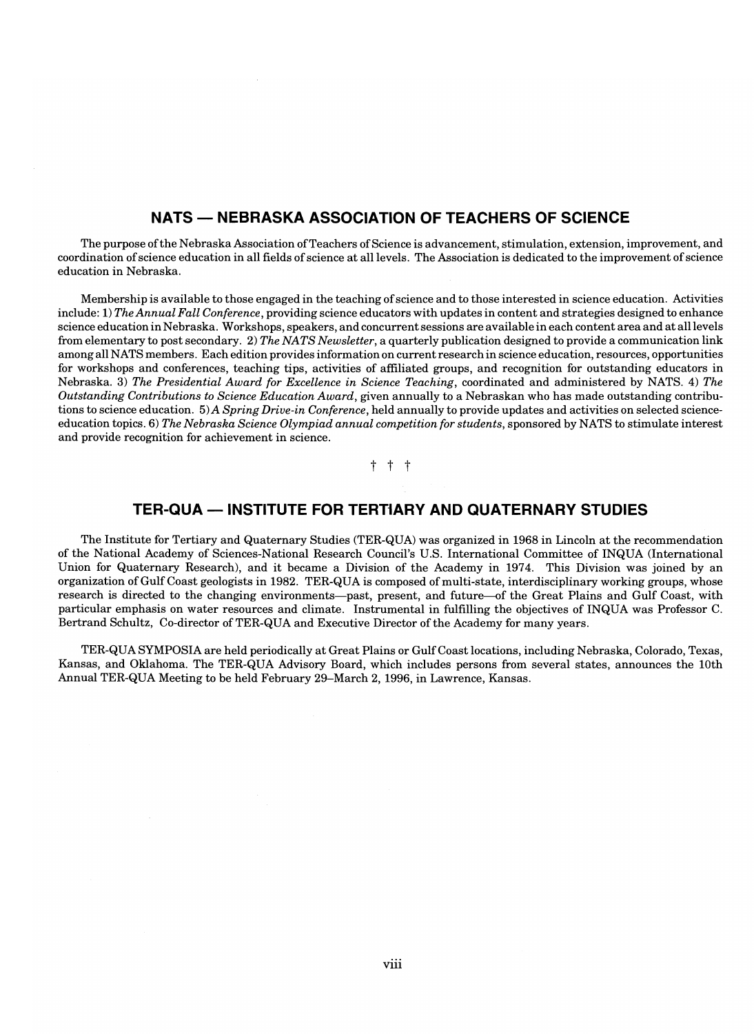## NATS — NEBRASKA ASSOCIATION OF TEACHERS OF SCIENCE

The purpose of the Nebraska Association of Teachers of Science is advancement, stimulation, extension, improvement, and coordination of science education in all fields of science at all levels. The Association is dedicated to the improvement of science education in Nebraska.

Membership is available to those engaged in the teaching of science and to those interested in science education. Activities include: 1) *The Annual Fall Conference*, providing science educators with updates in content and strategies designed to enhance science education in Nebraska. Workshops, speakers, and concurrent sessions are available in each content area and at all levels from elementary to post secondary. 2) *The NATS Newsletter*, a quarterly publication designed to provide a communication link among all NATS members. Each edition provides information on current research in science education, resources, opportunities for workshops and conferences, teaching tips, activities of affiliated groups, and recognition for outstanding educators in Nebraska. 3) *The Presidential Award for Excellence in Science Teaching*, coordinated and administered by NATS. 4) *The Outstanding Contributions to Science Education Award*, given annually to a Nebraskan who has made outstanding contributions to science education. 5) *A Spring Drive-in Conference*, held annually to provide updates and activities on selected science-education topics. 6) *The Nebraska Science Olympiad annual competition for students*, sponsored by NATS to stimulate interest and provide recognition for achievement in science.

† † †

## TER-QUA — INSTITUTE FOR TERTIARY AND QUATERNARY STUDIES

The Institute for Tertiary and Quaternary Studies (TER-QUA) was organized in 1968 in Lincoln at the recommendation of the National Academy of Sciences-National Research Council's U.S. International Committee of INQUA (International Union for Quaternary Research), and it became a Division of the Academy in 1974. This Division was joined by an organization of Gulf Coast geologists in 1982. TER-QUA is composed of multi-state, interdisciplinary working groups, whose research is directed to the changing environments—past, present, and future—of the Great Plains and Gulf Coast, with particular emphasis on water resources and climate. Instrumental in fulfilling the objectives of INQUA was Professor C. Bertrand Schultz, Co-director of TER-QUA and Executive Director of the Academy for many years.

TER-QUA SYMPOSIA are held periodically at Great Plains or Gulf Coast locations, including Nebraska, Colorado, Texas, Kansas, and Oklahoma. The TER-QUA Advisory Board, which includes persons from several states, announces the 10th Annual TER-QUA Meeting to be held February 29–March 2, 1996, in Lawrence, Kansas.